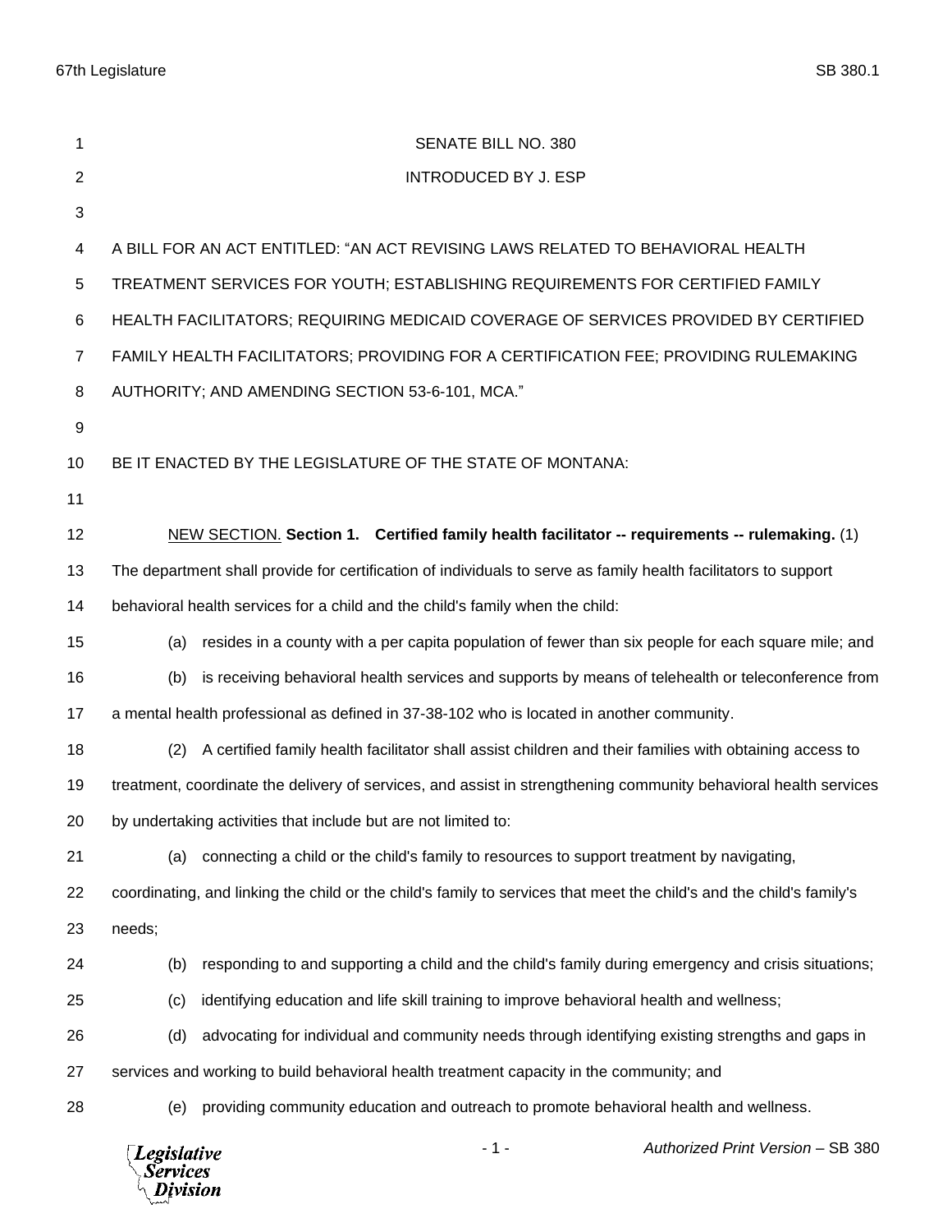SENATE BILL NO. 380

INTRODUCED BY J. ESP

A BILL FOR AN ACT ENTITLED: "AN ACT REVISING LAWS RELATED TO BEHAVIORAL HEALTH TREATMENT SERVICES FOR YOUTH; ESTABLISHING REQUIREMENTS FOR CERTIFIED FAMILY HEALTH FACILITATORS; REQUIRING MEDICAID COVERAGE OF SERVICES PROVIDED BY CERTIFIED FAMILY HEALTH FACILITATORS; PROVIDING FOR A CERTIFICATION FEE; PROVIDING RULEMAKING AUTHORITY; AND AMENDING SECTION 53-6-101, MCA."

BE IT ENACTED BY THE LEGISLATURE OF THE STATE OF MONTANA:

NEW SECTION. **Section 1. Certified family health facilitator -- requirements -- rulemaking.** (1) The department shall provide for certification of individuals to serve as family health facilitators to support behavioral health services for a child and the child's family when the child:

(a) resides in a county with a per capita population of fewer than six people for each square mile; and

(b) is receiving behavioral health services and supports by means of telehealth or teleconference from a mental health professional as defined in 37-38-102 who is located in another community.

(2) A certified family health facilitator shall assist children and their families with obtaining access to treatment, coordinate the delivery of services, and assist in strengthening community behavioral health services by undertaking activities that include but are not limited to:

(a) connecting a child or the child's family to resources to support treatment by navigating, coordinating, and linking the child or the child's family to services that meet the child's and the child's family's needs;

(b) responding to and supporting a child and the child's family during emergency and crisis situations;

(c) identifying education and life skill training to improve behavioral health and wellness;

(d) advocating for individual and community needs through identifying existing strengths and gaps in services and working to build behavioral health treatment capacity in the community; and

(e) providing community education and outreach to promote behavioral health and wellness.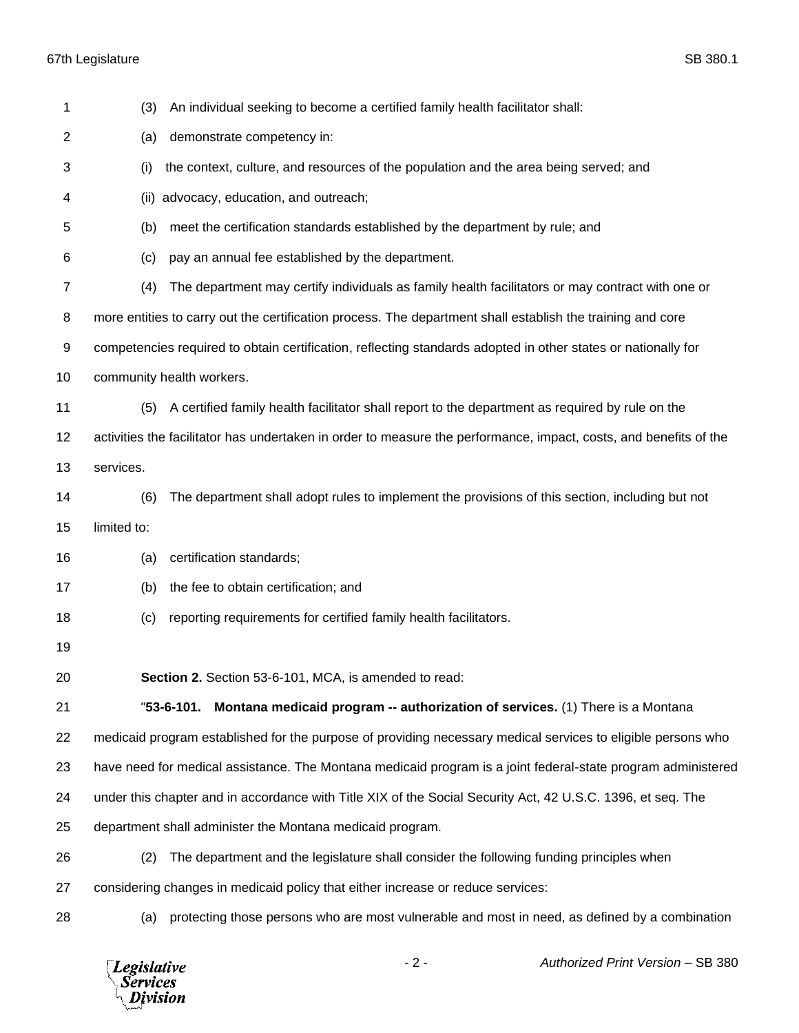(3) An individual seeking to become a certified family health facilitator shall:

(a) demonstrate competency in:

(i) the context, culture, and resources of the population and the area being served; and

(ii) advocacy, education, and outreach;

(b) meet the certification standards established by the department by rule; and

(c) pay an annual fee established by the department.

(4) The department may certify individuals as family health facilitators or may contract with one or more entities to carry out the certification process. The department shall establish the training and core competencies required to obtain certification, reflecting standards adopted in other states or nationally for community health workers.

(5) A certified family health facilitator shall report to the department as required by rule on the activities the facilitator has undertaken in order to measure the performance, impact, costs, and benefits of the services.

(6) The department shall adopt rules to implement the provisions of this section, including but not limited to:

(a) certification standards;

(b) the fee to obtain certification; and

(c) reporting requirements for certified family health facilitators.

**Section 2.** Section 53-6-101, MCA, is amended to read:

"**53-6-101. Montana medicaid program -- authorization of services.** (1) There is a Montana medicaid program established for the purpose of providing necessary medical services to eligible persons who have need for medical assistance. The Montana medicaid program is a joint federal-state program administered under this chapter and in accordance with Title XIX of the Social Security Act, 42 U.S.C. 1396, et seq. The department shall administer the Montana medicaid program.

(2) The department and the legislature shall consider the following funding principles when considering changes in medicaid policy that either increase or reduce services:

(a) protecting those persons who are most vulnerable and most in need, as defined by a combination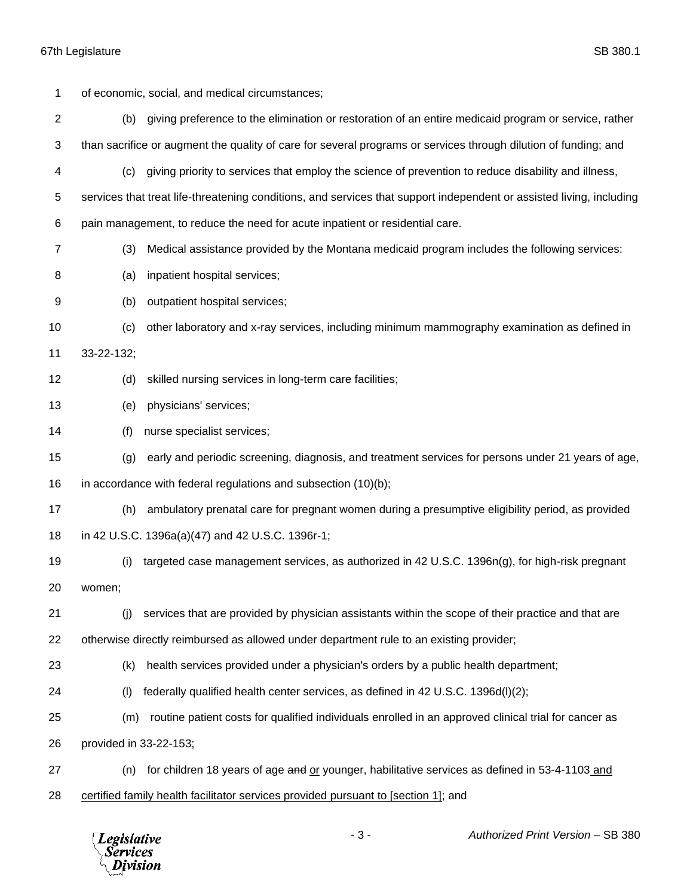of economic, social, and medical circumstances;

(b) giving preference to the elimination or restoration of an entire medicaid program or service, rather than sacrifice or augment the quality of care for several programs or services through dilution of funding; and

(c) giving priority to services that employ the science of prevention to reduce disability and illness, services that treat life-threatening conditions, and services that support independent or assisted living, including pain management, to reduce the need for acute inpatient or residential care.

(3) Medical assistance provided by the Montana medicaid program includes the following services:

(a) inpatient hospital services;

(b) outpatient hospital services;

(c) other laboratory and x-ray services, including minimum mammography examination as defined in 33-22-132;

(d) skilled nursing services in long-term care facilities;

(e) physicians' services;

(f) nurse specialist services;

(g) early and periodic screening, diagnosis, and treatment services for persons under 21 years of age, in accordance with federal regulations and subsection (10)(b);

(h) ambulatory prenatal care for pregnant women during a presumptive eligibility period, as provided in 42 U.S.C. 1396a(a)(47) and 42 U.S.C. 1396r-1;

(i) targeted case management services, as authorized in 42 U.S.C. 1396n(g), for high-risk pregnant women;

(j) services that are provided by physician assistants within the scope of their practice and that are otherwise directly reimbursed as allowed under department rule to an existing provider;

(k) health services provided under a physician's orders by a public health department;

(l) federally qualified health center services, as defined in 42 U.S.C. 1396d(l)(2);

(m) routine patient costs for qualified individuals enrolled in an approved clinical trial for cancer as provided in 33-22-153;

(n) for children 18 years of age ~~and~~ or younger, habilitative services as defined in 53-4-1103 and certified family health facilitator services provided pursuant to [section 1]; and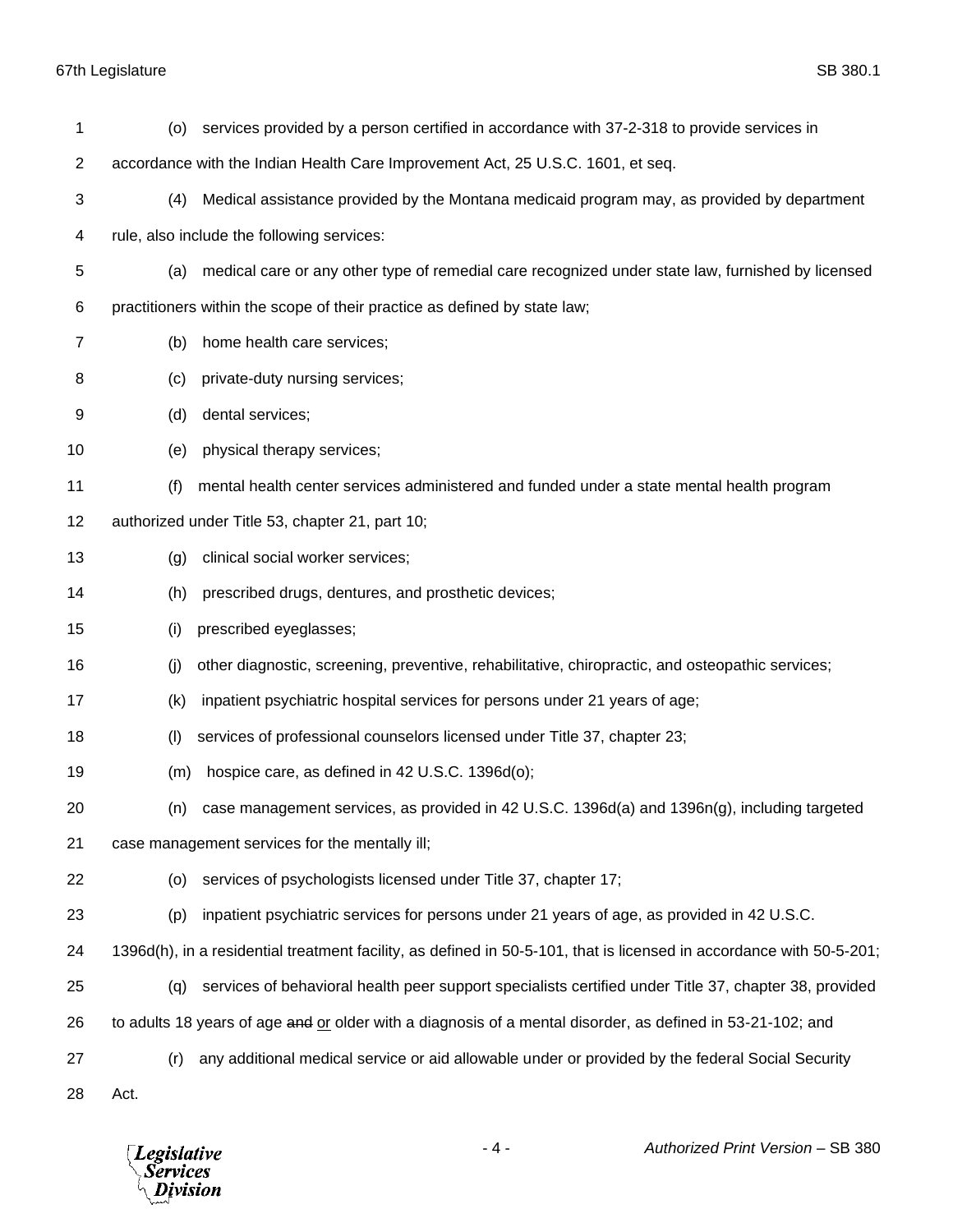(o) services provided by a person certified in accordance with 37-2-318 to provide services in accordance with the Indian Health Care Improvement Act, 25 U.S.C. 1601, et seq.

(4) Medical assistance provided by the Montana medicaid program may, as provided by department rule, also include the following services:

(a) medical care or any other type of remedial care recognized under state law, furnished by licensed practitioners within the scope of their practice as defined by state law;

(b) home health care services;

(c) private-duty nursing services;

(d) dental services;

(e) physical therapy services;

(f) mental health center services administered and funded under a state mental health program authorized under Title 53, chapter 21, part 10;

(g) clinical social worker services;

(h) prescribed drugs, dentures, and prosthetic devices;

(i) prescribed eyeglasses;

(j) other diagnostic, screening, preventive, rehabilitative, chiropractic, and osteopathic services;

(k) inpatient psychiatric hospital services for persons under 21 years of age;

(l) services of professional counselors licensed under Title 37, chapter 23;

(m) hospice care, as defined in 42 U.S.C. 1396d(o);

(n) case management services, as provided in 42 U.S.C. 1396d(a) and 1396n(g), including targeted case management services for the mentally ill;

(o) services of psychologists licensed under Title 37, chapter 17;

(p) inpatient psychiatric services for persons under 21 years of age, as provided in 42 U.S.C. 1396d(h), in a residential treatment facility, as defined in 50-5-101, that is licensed in accordance with 50-5-201;

(q) services of behavioral health peer support specialists certified under Title 37, chapter 38, provided to adults 18 years of age ~~and~~ <u>or</u> older with a diagnosis of a mental disorder, as defined in 53-21-102; and

(r) any additional medical service or aid allowable under or provided by the federal Social Security Act.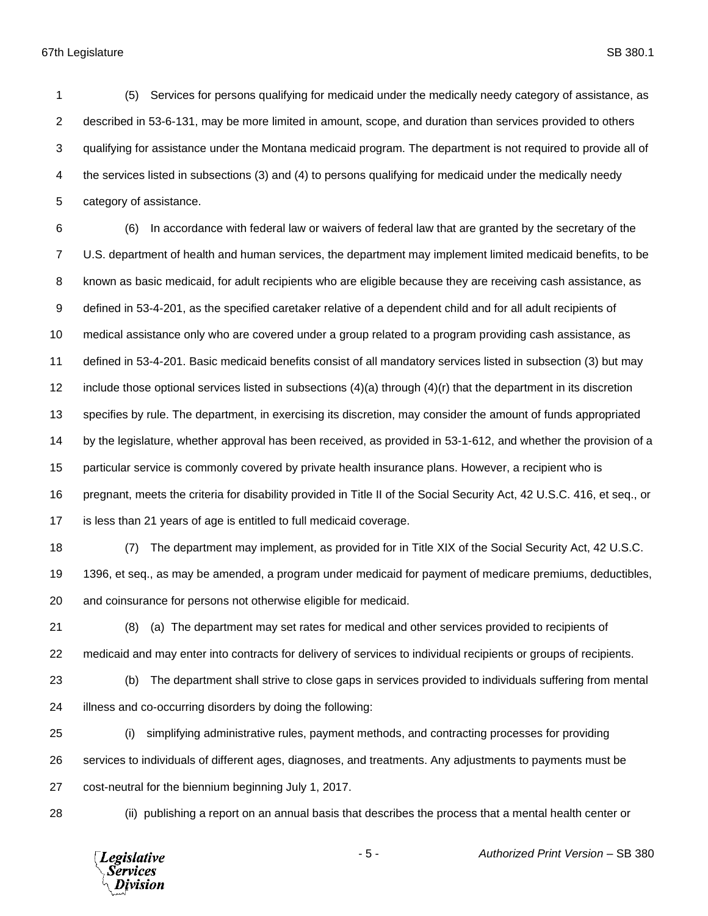(5) Services for persons qualifying for medicaid under the medically needy category of assistance, as described in 53-6-131, may be more limited in amount, scope, and duration than services provided to others qualifying for assistance under the Montana medicaid program. The department is not required to provide all of the services listed in subsections (3) and (4) to persons qualifying for medicaid under the medically needy category of assistance.

(6) In accordance with federal law or waivers of federal law that are granted by the secretary of the U.S. department of health and human services, the department may implement limited medicaid benefits, to be known as basic medicaid, for adult recipients who are eligible because they are receiving cash assistance, as defined in 53-4-201, as the specified caretaker relative of a dependent child and for all adult recipients of medical assistance only who are covered under a group related to a program providing cash assistance, as defined in 53-4-201. Basic medicaid benefits consist of all mandatory services listed in subsection (3) but may include those optional services listed in subsections (4)(a) through (4)(r) that the department in its discretion specifies by rule. The department, in exercising its discretion, may consider the amount of funds appropriated by the legislature, whether approval has been received, as provided in 53-1-612, and whether the provision of a particular service is commonly covered by private health insurance plans. However, a recipient who is pregnant, meets the criteria for disability provided in Title II of the Social Security Act, 42 U.S.C. 416, et seq., or is less than 21 years of age is entitled to full medicaid coverage.

(7) The department may implement, as provided for in Title XIX of the Social Security Act, 42 U.S.C. 1396, et seq., as may be amended, a program under medicaid for payment of medicare premiums, deductibles, and coinsurance for persons not otherwise eligible for medicaid.

(8) (a) The department may set rates for medical and other services provided to recipients of medicaid and may enter into contracts for delivery of services to individual recipients or groups of recipients.

(b) The department shall strive to close gaps in services provided to individuals suffering from mental illness and co-occurring disorders by doing the following:

(i) simplifying administrative rules, payment methods, and contracting processes for providing services to individuals of different ages, diagnoses, and treatments. Any adjustments to payments must be cost-neutral for the biennium beginning July 1, 2017.

(ii) publishing a report on an annual basis that describes the process that a mental health center or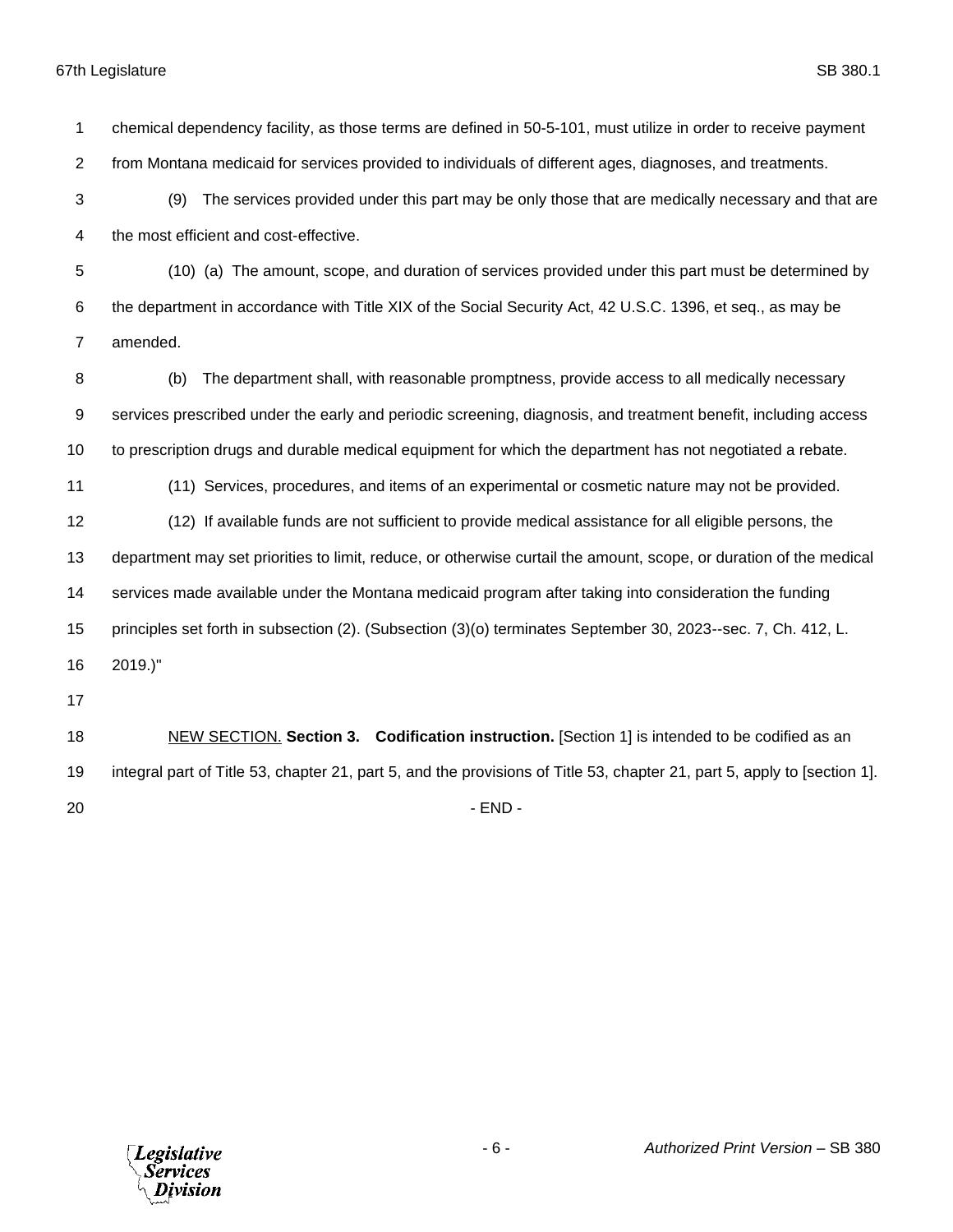chemical dependency facility, as those terms are defined in 50-5-101, must utilize in order to receive payment from Montana medicaid for services provided to individuals of different ages, diagnoses, and treatments.

(9) The services provided under this part may be only those that are medically necessary and that are the most efficient and cost-effective.

(10) (a) The amount, scope, and duration of services provided under this part must be determined by the department in accordance with Title XIX of the Social Security Act, 42 U.S.C. 1396, et seq., as may be amended.

(b) The department shall, with reasonable promptness, provide access to all medically necessary services prescribed under the early and periodic screening, diagnosis, and treatment benefit, including access to prescription drugs and durable medical equipment for which the department has not negotiated a rebate.

(11) Services, procedures, and items of an experimental or cosmetic nature may not be provided.

(12) If available funds are not sufficient to provide medical assistance for all eligible persons, the department may set priorities to limit, reduce, or otherwise curtail the amount, scope, or duration of the medical services made available under the Montana medicaid program after taking into consideration the funding principles set forth in subsection (2). (Subsection (3)(o) terminates September 30, 2023--sec. 7, Ch. 412, L. 2019.)"

<u>NEW SECTION.</u> **Section 3. Codification instruction.** [Section 1] is intended to be codified as an integral part of Title 53, chapter 21, part 5, and the provisions of Title 53, chapter 21, part 5, apply to [section 1].

- END -